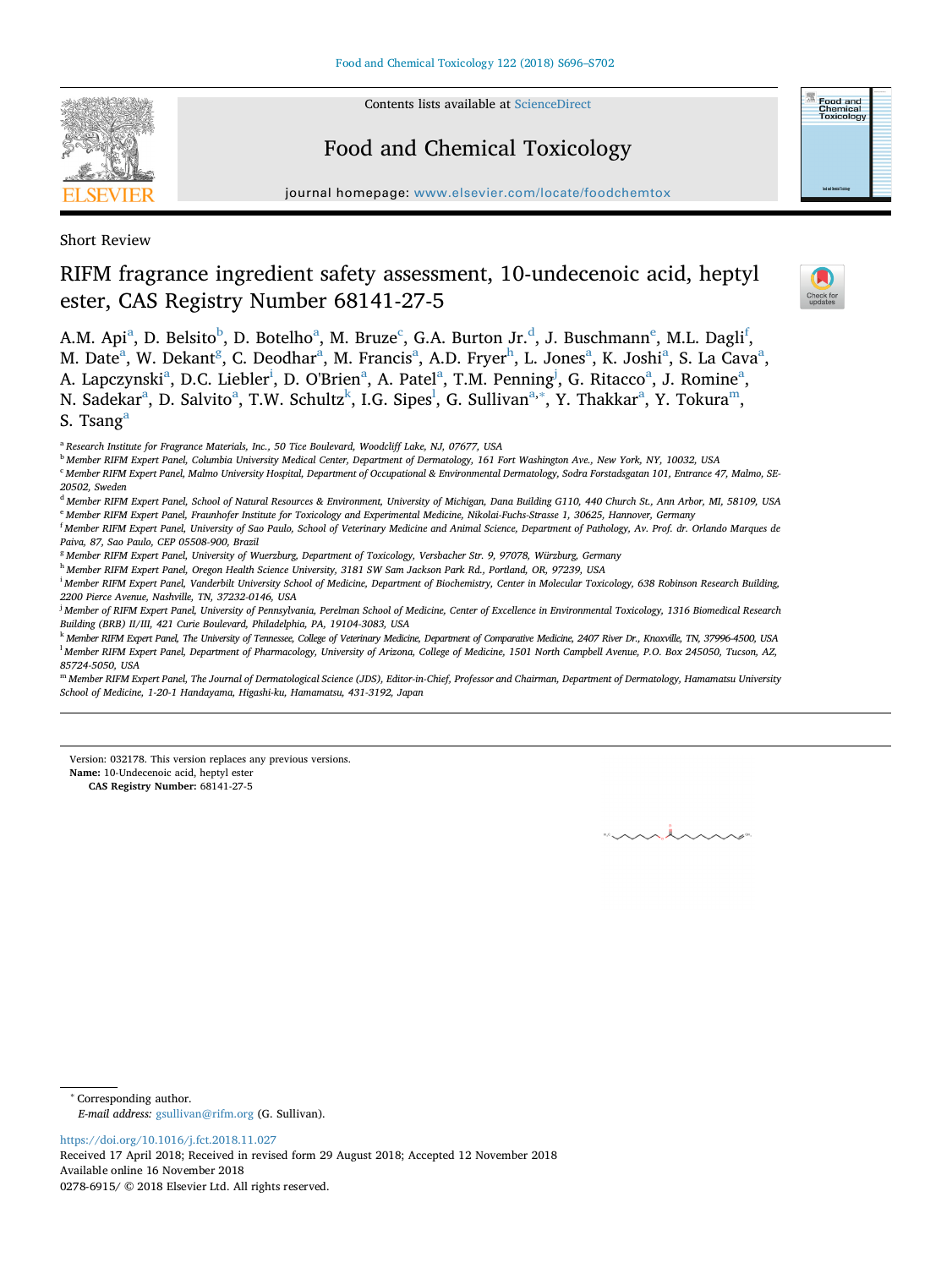Short Review

# RIFM fragrance ingredient safety assessment, 10-undecenoic acid, heptyl ester, CAS Registry Number 68141-27-5

A.M. Api[a], D. Belsito[b], D. Botelho[a], M. Bruze[c], G.A. Burton Jr.[d], J. Buschmann[e], M.L. Dagli[f], M. Date[a], W. Dekant[g], C. Deodhar[a], M. Francis[a], A.D. Fryer[h], L. Jones[a], K. Joshi[a], S. La Cava[a], A. Lapczynski[a], D.C. Liebler[i], D. O'Brien[a], A. Patel[a], T.M. Penning[j], G. Ritacco[a], J. Romine[a], N. Sadekar[a], D. Salvito[a], T.W. Schultz[k], I.G. Sipes[l], G. Sullivan[a,*], Y. Thakkar[a], Y. Tokura[m], S. Tsang[a]

[a] Research Institute for Fragrance Materials, Inc., 50 Tice Boulevard, Woodcliff Lake, NJ, 07677, USA
[b] Member RIFM Expert Panel, Columbia University Medical Center, Department of Dermatology, 161 Fort Washington Ave., New York, NY, 10032, USA
[c] Member RIFM Expert Panel, Malmo University Hospital, Department of Occupational & Environmental Dermatology, Sodra Forstadsgatan 101, Entrance 47, Malmo, SE-20502, Sweden
[d] Member RIFM Expert Panel, School of Natural Resources & Environment, University of Michigan, Dana Building G110, 440 Church St., Ann Arbor, MI, 58109, USA
[e] Member RIFM Expert Panel, Fraunhofer Institute for Toxicology and Experimental Medicine, Nikolai-Fuchs-Strasse 1, 30625, Hannover, Germany
[f] Member RIFM Expert Panel, University of Sao Paulo, School of Veterinary Medicine and Animal Science, Department of Pathology, Av. Prof. dr. Orlando Marques de Paiva, 87, Sao Paulo, CEP 05508-900, Brazil
[g] Member RIFM Expert Panel, University of Wuerzburg, Department of Toxicology, Versbacher Str. 9, 97078, Würzburg, Germany
[h] Member RIFM Expert Panel, Oregon Health Science University, 3181 SW Sam Jackson Park Rd., Portland, OR, 97239, USA
[i] Member RIFM Expert Panel, Vanderbilt University School of Medicine, Department of Biochemistry, Center in Molecular Toxicology, 638 Robinson Research Building, 2200 Pierce Avenue, Nashville, TN, 37232-0146, USA
[j] Member of RIFM Expert Panel, University of Pennsylvania, Perelman School of Medicine, Center of Excellence in Environmental Toxicology, 1316 Biomedical Research Building (BRB) II/III, 421 Curie Boulevard, Philadelphia, PA, 19104-3083, USA
[k] Member RIFM Expert Panel, The University of Tennessee, College of Veterinary Medicine, Department of Comparative Medicine, 2407 River Dr., Knoxville, TN, 37996-4500, USA
[l] Member RIFM Expert Panel, Department of Pharmacology, University of Arizona, College of Medicine, 1501 North Campbell Avenue, P.O. Box 245050, Tucson, AZ, 85724-5050, USA
[m] Member RIFM Expert Panel, The Journal of Dermatological Science (JDS), Editor-in-Chief, Professor and Chairman, Department of Dermatology, Hamamatsu University School of Medicine, 1-20-1 Handayama, Higashi-ku, Hamamatsu, 431-3192, Japan

---

Version: 032178. This version replaces any previous versions.
**Name:** 10-Undecenoic acid, heptyl ester
**CAS Registry Number:** 68141-27-5

---

* Corresponding author.
*E-mail address:* gsullivan@rifm.org (G. Sullivan).

https://doi.org/10.1016/j.fct.2018.11.027
Received 17 April 2018; Received in revised form 29 August 2018; Accepted 12 November 2018
Available online 16 November 2018
0278-6915/ © 2018 Elsevier Ltd. All rights reserved.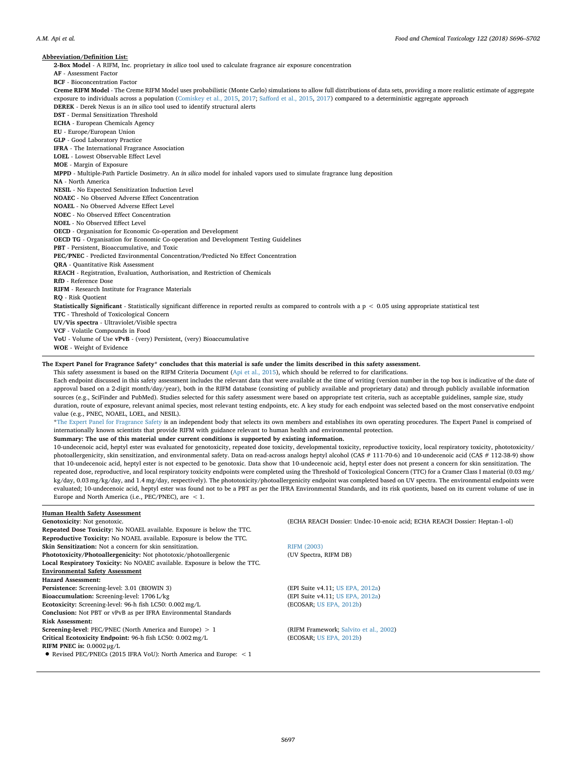**Abbreviation/Definition List:**

**2-Box Model** - A RIFM, Inc. proprietary *in silico* tool used to calculate fragrance air exposure concentration
**AF** - Assessment Factor
**BCF** - Bioconcentration Factor
**Creme RIFM Model** - The Creme RIFM Model uses probabilistic (Monte Carlo) simulations to allow full distributions of data sets, providing a more realistic estimate of aggregate exposure to individuals across a population (Comiskey et al., 2015, 2017; Safford et al., 2015, 2017) compared to a deterministic aggregate approach
**DEREK** - Derek Nexus is an *in silico* tool used to identify structural alerts
**DST** - Dermal Sensitization Threshold
**ECHA** - European Chemicals Agency
**EU** - Europe/European Union
**GLP** - Good Laboratory Practice
**IFRA** - The International Fragrance Association
**LOEL** - Lowest Observable Effect Level
**MOE** - Margin of Exposure
**MPPD** - Multiple-Path Particle Dosimetry. An *in silico* model for inhaled vapors used to simulate fragrance lung deposition
**NA** - North America
**NESIL** - No Expected Sensitization Induction Level
**NOAEC** - No Observed Adverse Effect Concentration
**NOAEL** - No Observed Adverse Effect Level
**NOEC** - No Observed Effect Concentration
**NOEL** - No Observed Effect Level
**OECD** - Organisation for Economic Co-operation and Development
**OECD TG** - Organisation for Economic Co-operation and Development Testing Guidelines
**PBT** - Persistent, Bioaccumulative, and Toxic
**PEC/PNEC** - Predicted Environmental Concentration/Predicted No Effect Concentration
**QRA** - Quantitative Risk Assessment
**REACH** - Registration, Evaluation, Authorisation, and Restriction of Chemicals
**RfD** - Reference Dose
**RIFM** - Research Institute for Fragrance Materials
**RQ** - Risk Quotient
**Statistically Significant** - Statistically significant difference in reported results as compared to controls with a $p < 0.05$ using appropriate statistical test
**TTC** - Threshold of Toxicological Concern
**UV/Vis spectra** - Ultraviolet/Visible spectra
**VCF** - Volatile Compounds in Food
**VoU** - Volume of Use **vPvB** - (very) Persistent, (very) Bioaccumulative
**WOE** - Weight of Evidence

---

**The Expert Panel for Fragrance Safety\* concludes that this material is safe under the limits described in this safety assessment.**

This safety assessment is based on the RIFM Criteria Document (Api et al., 2015), which should be referred to for clarifications.

Each endpoint discussed in this safety assessment includes the relevant data that were available at the time of writing (version number in the top box is indicative of the date of approval based on a 2-digit month/day/year), both in the RIFM database (consisting of publicly available and proprietary data) and through publicly available information sources (e.g., SciFinder and PubMed). Studies selected for this safety assessment were based on appropriate test criteria, such as acceptable guidelines, sample size, study duration, route of exposure, relevant animal species, most relevant testing endpoints, etc. A key study for each endpoint was selected based on the most conservative endpoint value (e.g., PNEC, NOAEL, LOEL, and NESIL).

\*The Expert Panel for Fragrance Safety is an independent body that selects its own members and establishes its own operating procedures. The Expert Panel is comprised of internationally known scientists that provide RIFM with guidance relevant to human health and environmental protection.

**Summary: The use of this material under current conditions is supported by existing information.**

10-undecenoic acid, heptyl ester was evaluated for genotoxicity, repeated dose toxicity, developmental toxicity, reproductive toxicity, local respiratory toxicity, phototoxicity/photoallergenicity, skin sensitization, and environmental safety. Data on read-across analogs heptyl alcohol (CAS # 111-70-6) and 10-undecenoic acid (CAS # 112-38-9) show that 10-undecenoic acid, heptyl ester is not expected to be genotoxic. Data show that 10-undecenoic acid, heptyl ester does not present a concern for skin sensitization. The repeated dose, reproductive, and local respiratory toxicity endpoints were completed using the Threshold of Toxicological Concern (TTC) for a Cramer Class I material (0.03 mg/kg/day, 0.03 mg/kg/day, and 1.4 mg/day, respectively). The phototoxicity/photoallergenicity endpoint was completed based on UV spectra. The environmental endpoints were evaluated; 10-undecenoic acid, heptyl ester was found not to be a PBT as per the IFRA Environmental Standards, and its risk quotients, based on its current volume of use in Europe and North America (i.e., PEC/PNEC), are < 1.

---

**Human Health Safety Assessment**

**Genotoxicity**: Not genotoxic. (ECHA REACH Dossier: Undec-10-enoic acid; ECHA REACH Dossier: Heptan-1-ol)
**Repeated Dose Toxicity:** No NOAEL available. Exposure is below the TTC.
**Reproductive Toxicity:** No NOAEL available. Exposure is below the TTC.
**Skin Sensitization:** Not a concern for skin sensitization. RIFM (2003)
**Phototoxicity/Photoallergenicity:** Not phototoxic/photoallergenic (UV Spectra, RIFM DB)
**Local Respiratory Toxicity:** No NOAEC available. Exposure is below the TTC.

**Environmental Safety Assessment**

**Hazard Assessment:**
**Persistence:** Screening-level: 3.01 (BIOWIN 3) (EPI Suite v4.11; US EPA, 2012a)
**Bioaccumulation:** Screening-level: 1706 L/kg (EPI Suite v4.11; US EPA, 2012a)
**Ecotoxicity:** Screening-level: 96-h fish LC50: 0.002 mg/L (ECOSAR; US EPA, 2012b)
**Conclusion:** Not PBT or vPvB as per IFRA Environmental Standards

**Risk Assessment:**
**Screening-level**: PEC/PNEC (North America and Europe) > 1 (RIFM Framework; Salvito et al., 2002)
**Critical Ecotoxicity Endpoint:** 96-h fish LC50: 0.002 mg/L (ECOSAR; US EPA, 2012b)
**RIFM PNEC is:** 0.0002 μg/L

- Revised PEC/PNECs (2015 IFRA VoU): North America and Europe: < 1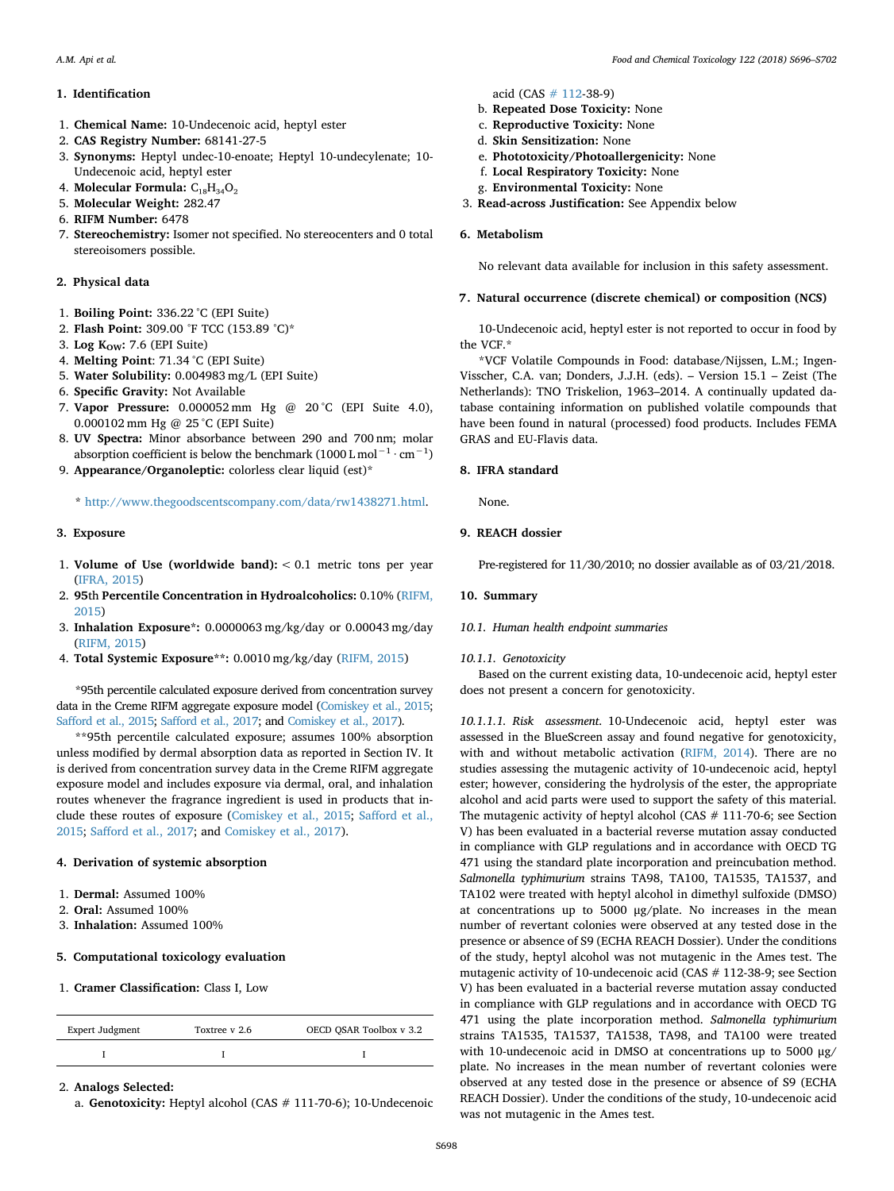## 1. Identification

1. **Chemical Name:** 10-Undecenoic acid, heptyl ester
2. **CAS Registry Number:** 68141-27-5
3. **Synonyms:** Heptyl undec-10-enoate; Heptyl 10-undecylenate; 10-Undecenoic acid, heptyl ester
4. **Molecular Formula:** $C_{18}H_{34}O_2$
5. **Molecular Weight:** 282.47
6. **RIFM Number:** 6478
7. **Stereochemistry:** Isomer not specified. No stereocenters and 0 total stereoisomers possible.

## 2. Physical data

1. **Boiling Point:** 336.22 °C (EPI Suite)
2. **Flash Point:** 309.00 °F TCC (153.89 °C)*
3. **Log $K_{OW}$:** 7.6 (EPI Suite)
4. **Melting Point**: 71.34 °C (EPI Suite)
5. **Water Solubility:** 0.004983 mg/L (EPI Suite)
6. **Specific Gravity:** Not Available
7. **Vapor Pressure:** 0.000052 mm Hg @ 20 °C (EPI Suite 4.0), 0.000102 mm Hg @ 25 °C (EPI Suite)
8. **UV Spectra:** Minor absorbance between 290 and 700 nm; molar absorption coefficient is below the benchmark (1000 $L\ mol^{-1} \cdot cm^{-1}$)
9. **Appearance/Organoleptic:** colorless clear liquid (est)*

\* http://www.thegoodscentscompany.com/data/rw1438271.html.

## 3. Exposure

1. **Volume of Use (worldwide band):** < 0.1 metric tons per year (IFRA, 2015)
2. **95th Percentile Concentration in Hydroalcoholics:** 0.10% (RIFM, 2015)
3. **Inhalation Exposure*:** 0.0000063 mg/kg/day or 0.00043 mg/day (RIFM, 2015)
4. **Total Systemic Exposure**:** 0.0010 mg/kg/day (RIFM, 2015)

*95th percentile calculated exposure derived from concentration survey data in the Creme RIFM aggregate exposure model (Comiskey et al., 2015; Safford et al., 2015; Safford et al., 2017; and Comiskey et al., 2017).

**95th percentile calculated exposure; assumes 100% absorption unless modified by dermal absorption data as reported in Section IV. It is derived from concentration survey data in the Creme RIFM aggregate exposure model and includes exposure via dermal, oral, and inhalation routes whenever the fragrance ingredient is used in products that include these routes of exposure (Comiskey et al., 2015; Safford et al., 2015; Safford et al., 2017; and Comiskey et al., 2017).

## 4. Derivation of systemic absorption

1. **Dermal:** Assumed 100%
2. **Oral:** Assumed 100%
3. **Inhalation:** Assumed 100%

## 5. Computational toxicology evaluation

1. **Cramer Classification:** Class I, Low

| Expert Judgment | Toxtree v 2.6 | OECD QSAR Toolbox v 3.2 |
|---|---|---|
| I | I | I |

2. **Analogs Selected:**
   a. **Genotoxicity:** Heptyl alcohol (CAS # 111-70-6); 10-Undecenoic acid (CAS # 112-38-9)
   b. **Repeated Dose Toxicity:** None
   c. **Reproductive Toxicity:** None
   d. **Skin Sensitization:** None
   e. **Phototoxicity/Photoallergenicity:** None
   f. **Local Respiratory Toxicity:** None
   g. **Environmental Toxicity:** None
3. **Read-across Justification:** See Appendix below

## 6. Metabolism

No relevant data available for inclusion in this safety assessment.

## 7. Natural occurrence (discrete chemical) or composition (NCS)

10-Undecenoic acid, heptyl ester is not reported to occur in food by the VCF.*

*VCF Volatile Compounds in Food: database/Nijssen, L.M.; Ingen-Visscher, C.A. van; Donders, J.J.H. (eds). – Version 15.1 – Zeist (The Netherlands): TNO Triskelion, 1963–2014. A continually updated database containing information on published volatile compounds that have been found in natural (processed) food products. Includes FEMA GRAS and EU-Flavis data.

## 8. IFRA standard

None.

## 9. REACH dossier

Pre-registered for 11/30/2010; no dossier available as of 03/21/2018.

## 10. Summary

### 10.1. Human health endpoint summaries

#### 10.1.1. Genotoxicity

Based on the current existing data, 10-undecenoic acid, heptyl ester does not present a concern for genotoxicity.

*10.1.1.1. Risk assessment.* 10-Undecenoic acid, heptyl ester was assessed in the BlueScreen assay and found negative for genotoxicity, with and without metabolic activation (RIFM, 2014). There are no studies assessing the mutagenic activity of 10-undecenoic acid, heptyl ester; however, considering the hydrolysis of the ester, the appropriate alcohol and acid parts were used to support the safety of this material. The mutagenic activity of heptyl alcohol (CAS # 111-70-6; see Section V) has been evaluated in a bacterial reverse mutation assay conducted in compliance with GLP regulations and in accordance with OECD TG 471 using the standard plate incorporation and preincubation method. *Salmonella typhimurium* strains TA98, TA100, TA1535, TA1537, and TA102 were treated with heptyl alcohol in dimethyl sulfoxide (DMSO) at concentrations up to 5000 μg/plate. No increases in the mean number of revertant colonies were observed at any tested dose in the presence or absence of S9 (ECHA REACH Dossier). Under the conditions of the study, heptyl alcohol was not mutagenic in the Ames test. The mutagenic activity of 10-undecenoic acid (CAS # 112-38-9; see Section V) has been evaluated in a bacterial reverse mutation assay conducted in compliance with GLP regulations and in accordance with OECD TG 471 using the plate incorporation method. *Salmonella typhimurium* strains TA1535, TA1537, TA1538, TA98, and TA100 were treated with 10-undecenoic acid in DMSO at concentrations up to 5000 μg/plate. No increases in the mean number of revertant colonies were observed at any tested dose in the presence or absence of S9 (ECHA REACH Dossier). Under the conditions of the study, 10-undecenoic acid was not mutagenic in the Ames test.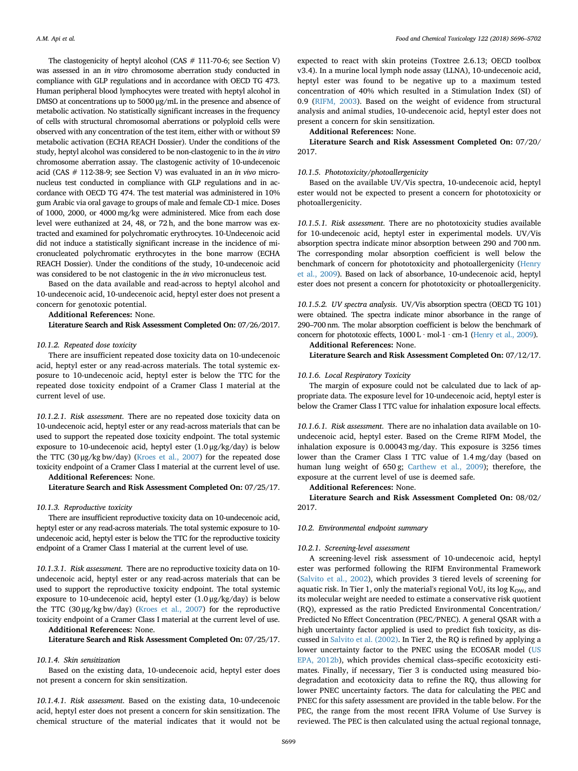The clastogenicity of heptyl alcohol (CAS # 111-70-6; see Section V) was assessed in an *in vitro* chromosome aberration study conducted in compliance with GLP regulations and in accordance with OECD TG 473. Human peripheral blood lymphocytes were treated with heptyl alcohol in DMSO at concentrations up to 5000 μg/mL in the presence and absence of metabolic activation. No statistically significant increases in the frequency of cells with structural chromosomal aberrations or polyploid cells were observed with any concentration of the test item, either with or without S9 metabolic activation (ECHA REACH Dossier). Under the conditions of the study, heptyl alcohol was considered to be non-clastogenic to in the *in vitro* chromosome aberration assay. The clastogenic activity of 10-undecenoic acid (CAS # 112-38-9; see Section V) was evaluated in an *in vivo* micronucleus test conducted in compliance with GLP regulations and in accordance with OECD TG 474. The test material was administered in 10% gum Arabic via oral gavage to groups of male and female CD-1 mice. Doses of 1000, 2000, or 4000 mg/kg were administered. Mice from each dose level were euthanized at 24, 48, or 72 h, and the bone marrow was extracted and examined for polychromatic erythrocytes. 10-Undecenoic acid did not induce a statistically significant increase in the incidence of micronucleated polychromatic erythrocytes in the bone marrow (ECHA REACH Dossier). Under the conditions of the study, 10-undecenoic acid was considered to be not clastogenic in the *in vivo* micronucleus test.

Based on the data available and read-across to heptyl alcohol and 10-undecenoic acid, 10-undecenoic acid, heptyl ester does not present a concern for genotoxic potential.

**Additional References:** None.

**Literature Search and Risk Assessment Completed On:** 07/26/2017.

#### *10.1.2. Repeated dose toxicity*

There are insufficient repeated dose toxicity data on 10-undecenoic acid, heptyl ester or any read-across materials. The total systemic exposure to 10-undecenoic acid, heptyl ester is below the TTC for the repeated dose toxicity endpoint of a Cramer Class I material at the current level of use.

*10.1.2.1. Risk assessment.* There are no repeated dose toxicity data on 10-undecenoic acid, heptyl ester or any read-across materials that can be used to support the repeated dose toxicity endpoint. The total systemic exposure to 10-undecenoic acid, heptyl ester (1.0 μg/kg/day) is below the TTC (30 μg/kg bw/day) (Kroes et al., 2007) for the repeated dose toxicity endpoint of a Cramer Class I material at the current level of use.

**Additional References:** None.

**Literature Search and Risk Assessment Completed On:** 07/25/17.

#### *10.1.3. Reproductive toxicity*

There are insufficient reproductive toxicity data on 10-undecenoic acid, heptyl ester or any read-across materials. The total systemic exposure to 10-undecenoic acid, heptyl ester is below the TTC for the reproductive toxicity endpoint of a Cramer Class I material at the current level of use.

*10.1.3.1. Risk assessment.* There are no reproductive toxicity data on 10-undecenoic acid, heptyl ester or any read-across materials that can be used to support the reproductive toxicity endpoint. The total systemic exposure to 10-undecenoic acid, heptyl ester (1.0 μg/kg/day) is below the TTC (30 μg/kg bw/day) (Kroes et al., 2007) for the reproductive toxicity endpoint of a Cramer Class I material at the current level of use.

**Additional References:** None.

**Literature Search and Risk Assessment Completed On:** 07/25/17.

#### *10.1.4. Skin sensitization*

Based on the existing data, 10-undecenoic acid, heptyl ester does not present a concern for skin sensitization.

*10.1.4.1. Risk assessment.* Based on the existing data, 10-undecenoic acid, heptyl ester does not present a concern for skin sensitization. The chemical structure of the material indicates that it would not be expected to react with skin proteins (Toxtree 2.6.13; OECD toolbox v3.4). In a murine local lymph node assay (LLNA), 10-undecenoic acid, heptyl ester was found to be negative up to a maximum tested concentration of 40% which resulted in a Stimulation Index (SI) of 0.9 (RIFM, 2003). Based on the weight of evidence from structural analysis and animal studies, 10-undecenoic acid, heptyl ester does not present a concern for skin sensitization.

**Additional References:** None.

**Literature Search and Risk Assessment Completed On:** 07/20/2017.

#### *10.1.5. Phototoxicity/photoallergenicity*

Based on the available UV/Vis spectra, 10-undecenoic acid, heptyl ester would not be expected to present a concern for phototoxicity or photoallergenicity.

*10.1.5.1. Risk assessment.* There are no phototoxicity studies available for 10-undecenoic acid, heptyl ester in experimental models. UV/Vis absorption spectra indicate minor absorption between 290 and 700 nm. The corresponding molar absorption coefficient is well below the benchmark of concern for phototoxicity and photoallergenicity (Henry et al., 2009). Based on lack of absorbance, 10-undecenoic acid, heptyl ester does not present a concern for phototoxicity or photoallergenicity.

*10.1.5.2. UV spectra analysis.* UV/Vis absorption spectra (OECD TG 101) were obtained. The spectra indicate minor absorbance in the range of 290–700 nm. The molar absorption coefficient is below the benchmark of concern for phototoxic effects, 1000 L · mol-1 · cm-1 (Henry et al., 2009).

**Additional References:** None.

**Literature Search and Risk Assessment Completed On:** 07/12/17.

#### *10.1.6. Local Respiratory Toxicity*

The margin of exposure could not be calculated due to lack of appropriate data. The exposure level for 10-undecenoic acid, heptyl ester is below the Cramer Class I TTC value for inhalation exposure local effects.

*10.1.6.1. Risk assessment.* There are no inhalation data available on 10-undecenoic acid, heptyl ester. Based on the Creme RIFM Model, the inhalation exposure is 0.00043 mg/day. This exposure is 3256 times lower than the Cramer Class I TTC value of 1.4 mg/day (based on human lung weight of 650 g; Carthew et al., 2009); therefore, the exposure at the current level of use is deemed safe.

**Additional References:** None.

**Literature Search and Risk Assessment Completed On:** 08/02/2017.

### *10.2. Environmental endpoint summary*

#### *10.2.1. Screening-level assessment*

A screening-level risk assessment of 10-undecenoic acid, heptyl ester was performed following the RIFM Environmental Framework (Salvito et al., 2002), which provides 3 tiered levels of screening for aquatic risk. In Tier 1, only the material's regional VoU, its log $K_{OW}$, and its molecular weight are needed to estimate a conservative risk quotient (RQ), expressed as the ratio Predicted Environmental Concentration/Predicted No Effect Concentration (PEC/PNEC). A general QSAR with a high uncertainty factor applied is used to predict fish toxicity, as discussed in Salvito et al. (2002). In Tier 2, the RQ is refined by applying a lower uncertainty factor to the PNEC using the ECOSAR model (US EPA, 2012b), which provides chemical class–specific ecotoxicity estimates. Finally, if necessary, Tier 3 is conducted using measured biodegradation and ecotoxicity data to refine the RQ, thus allowing for lower PNEC uncertainty factors. The data for calculating the PEC and PNEC for this safety assessment are provided in the table below. For the PEC, the range from the most recent IFRA Volume of Use Survey is reviewed. The PEC is then calculated using the actual regional tonnage,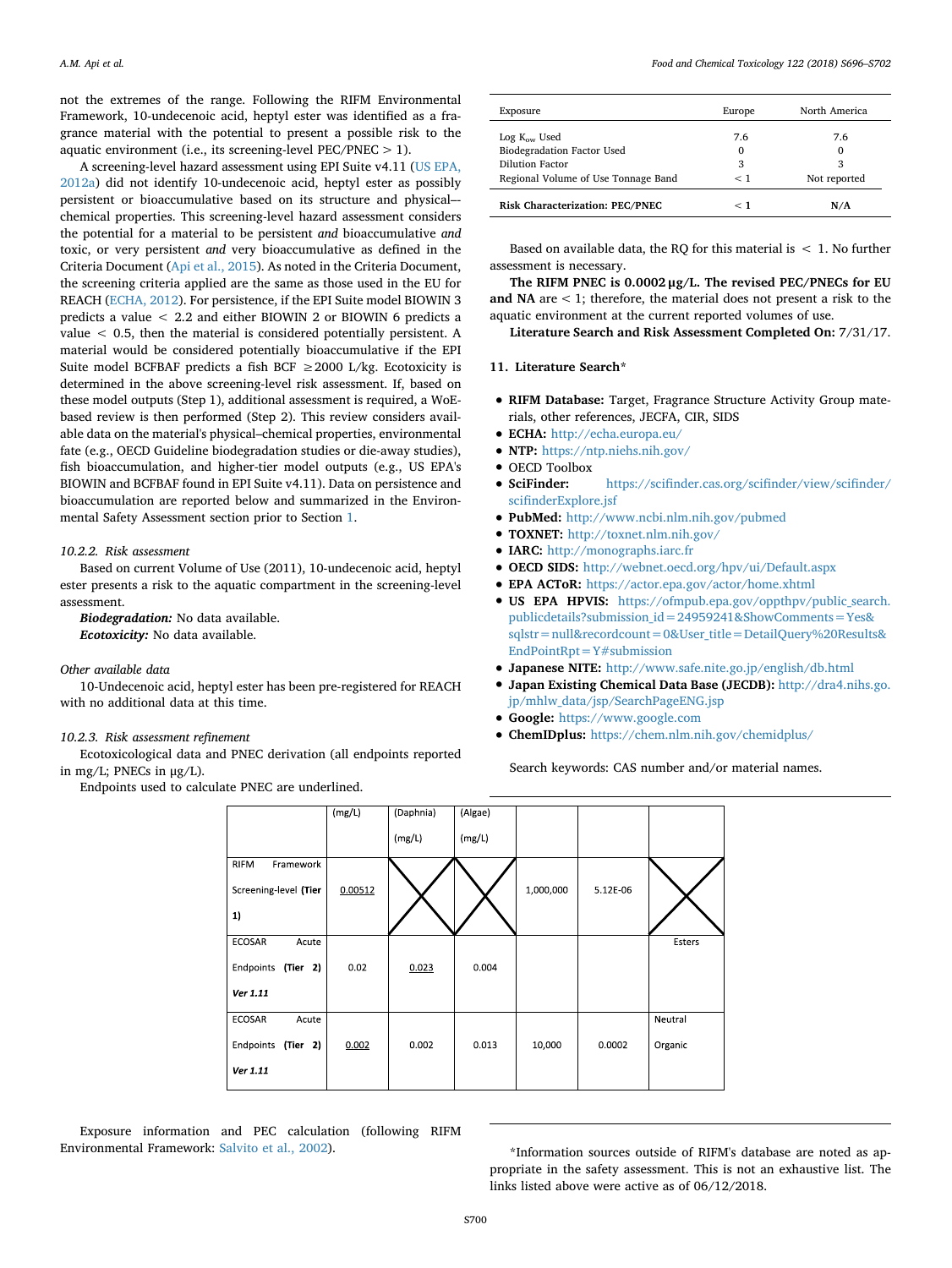not the extremes of the range. Following the RIFM Environmental Framework, 10-undecenoic acid, heptyl ester was identified as a fragrance material with the potential to present a possible risk to the aquatic environment (i.e., its screening-level PEC/PNEC > 1).

A screening-level hazard assessment using EPI Suite v4.11 (US EPA, 2012a) did not identify 10-undecenoic acid, heptyl ester as possibly persistent or bioaccumulative based on its structure and physical–chemical properties. This screening-level hazard assessment considers the potential for a material to be persistent *and* bioaccumulative *and* toxic, or very persistent *and* very bioaccumulative as defined in the Criteria Document (Api et al., 2015). As noted in the Criteria Document, the screening criteria applied are the same as those used in the EU for REACH (ECHA, 2012). For persistence, if the EPI Suite model BIOWIN 3 predicts a value < 2.2 and either BIOWIN 2 or BIOWIN 6 predicts a value < 0.5, then the material is considered potentially persistent. A material would be considered potentially bioaccumulative if the EPI Suite model BCFBAF predicts a fish BCF ≥2000 L/kg. Ecotoxicity is determined in the above screening-level risk assessment. If, based on these model outputs (Step 1), additional assessment is required, a WoE-based review is then performed (Step 2). This review considers available data on the material's physical–chemical properties, environmental fate (e.g., OECD Guideline biodegradation studies or die-away studies), fish bioaccumulation, and higher-tier model outputs (e.g., US EPA's BIOWIN and BCFBAF found in EPI Suite v4.11). Data on persistence and bioaccumulation are reported below and summarized in the Environmental Safety Assessment section prior to Section 1.

*10.2.2. Risk assessment*

Based on current Volume of Use (2011), 10-undecenoic acid, heptyl ester presents a risk to the aquatic compartment in the screening-level assessment.

***Biodegradation:*** No data available.

***Ecotoxicity:*** No data available.

*Other available data*

10-Undecenoic acid, heptyl ester has been pre-registered for REACH with no additional data at this time.

*10.2.3. Risk assessment refinement*

Ecotoxicological data and PNEC derivation (all endpoints reported in mg/L; PNECs in μg/L).

Endpoints used to calculate PNEC are underlined.

| | (mg/L) | (Daphnia) (mg/L) | (Algae) (mg/L) | | | |
|---|---|---|---|---|---|---|
| RIFM Framework Screening-level **(Tier 1)** | <u>0.00512</u> | X | X | 1,000,000 | 5.12E-06 | X |
| ECOSAR Acute Endpoints **(Tier 2)** ***Ver 1.11*** | 0.02 | <u>0.023</u> | 0.004 | | | Esters |
| ECOSAR Acute Endpoints **(Tier 2)** ***Ver 1.11*** | <u>0.002</u> | 0.002 | 0.013 | 10,000 | 0.0002 | Neutral Organic |

Exposure information and PEC calculation (following RIFM Environmental Framework: Salvito et al., 2002).

| Exposure | Europe | North America |
|---|---|---|
| Log $K_{ow}$ Used | 7.6 | 7.6 |
| Biodegradation Factor Used | 0 | 0 |
| Dilution Factor | 3 | 3 |
| Regional Volume of Use Tonnage Band | < 1 | Not reported |
| **Risk Characterization: PEC/PNEC** | **< 1** | **N/A** |

Based on available data, the RQ for this material is < 1. No further assessment is necessary.

**The RIFM PNEC is 0.0002 μg/L. The revised PEC/PNECs for EU and NA** are < 1; therefore, the material does not present a risk to the aquatic environment at the current reported volumes of use.

**Literature Search and Risk Assessment Completed On:** 7/31/17.

## 11. Literature Search*

- **RIFM Database:** Target, Fragrance Structure Activity Group materials, other references, JECFA, CIR, SIDS
- **ECHA:** http://echa.europa.eu/
- **NTP:** https://ntp.niehs.nih.gov/
- OECD Toolbox
- **SciFinder:** https://scifinder.cas.org/scifinder/view/scifinder/scifinderExplore.jsf
- **PubMed:** http://www.ncbi.nlm.nih.gov/pubmed
- **TOXNET:** http://toxnet.nlm.nih.gov/
- **IARC:** http://monographs.iarc.fr
- **OECD SIDS:** http://webnet.oecd.org/hpv/ui/Default.aspx
- **EPA ACToR:** https://actor.epa.gov/actor/home.xhtml
- **US EPA HPVIS:** https://ofmpub.epa.gov/oppthpv/public_search.publicdetails?submission_id=24959241&ShowComments=Yes&sqlstr=null&recordcount=0&User_title=DetailQuery%20Results&EndPointRpt=Y#submission
- **Japanese NITE:** http://www.safe.nite.go.jp/english/db.html
- **Japan Existing Chemical Data Base (JECDB):** http://dra4.nihs.go.jp/mhlw_data/jsp/SearchPageENG.jsp
- **Google:** https://www.google.com
- **ChemIDplus:** https://chem.nlm.nih.gov/chemidplus/

Search keywords: CAS number and/or material names.

*Information sources outside of RIFM's database are noted as appropriate in the safety assessment. This is not an exhaustive list. The links listed above were active as of 06/12/2018.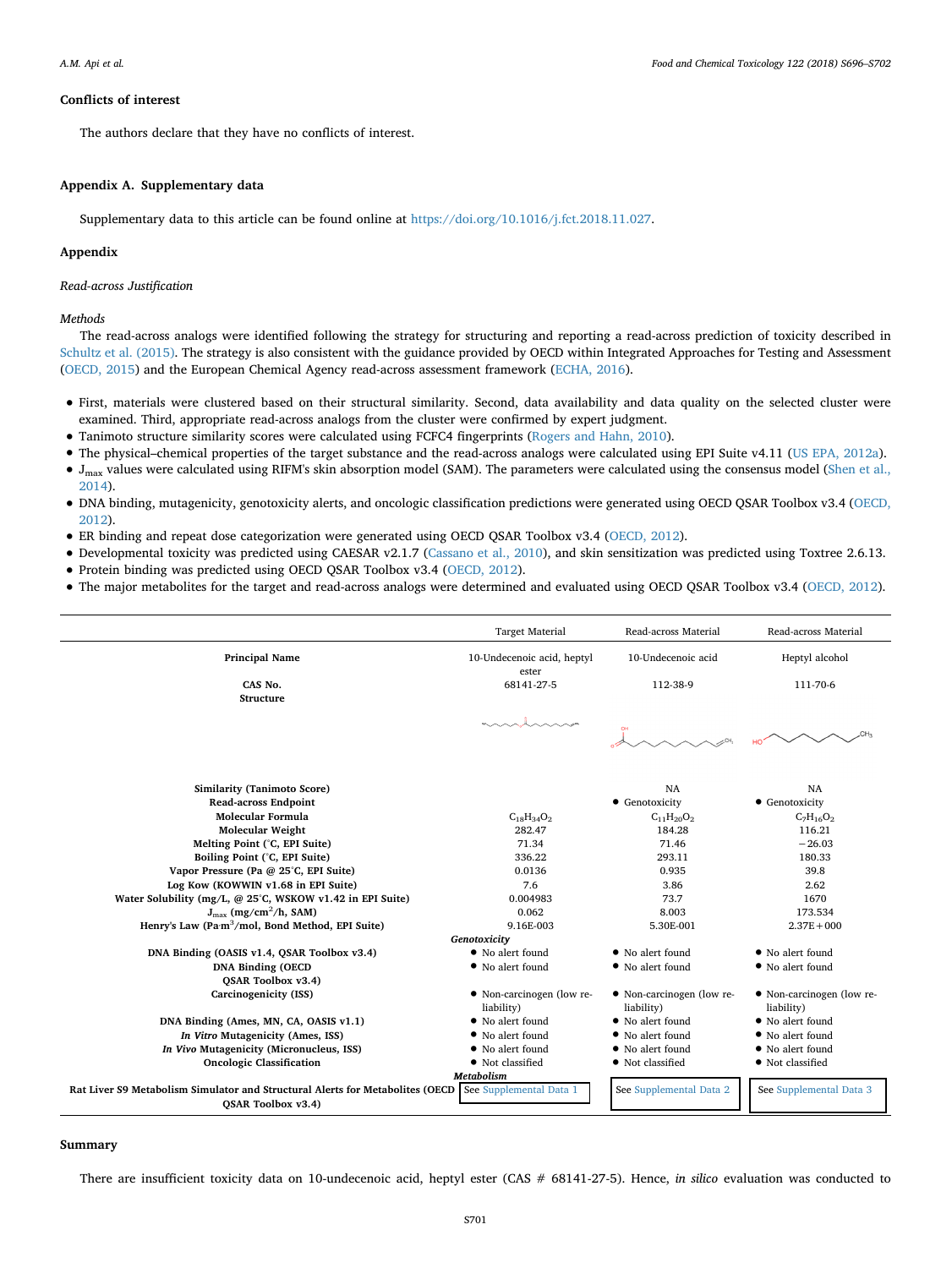### Conflicts of interest

The authors declare that they have no conflicts of interest.

### Appendix A. Supplementary data

Supplementary data to this article can be found online at https://doi.org/10.1016/j.fct.2018.11.027.

### Appendix

*Read-across Justification*

*Methods*

The read-across analogs were identified following the strategy for structuring and reporting a read-across prediction of toxicity described in Schultz et al. (2015). The strategy is also consistent with the guidance provided by OECD within Integrated Approaches for Testing and Assessment (OECD, 2015) and the European Chemical Agency read-across assessment framework (ECHA, 2016).

- First, materials were clustered based on their structural similarity. Second, data availability and data quality on the selected cluster were examined. Third, appropriate read-across analogs from the cluster were confirmed by expert judgment.
- Tanimoto structure similarity scores were calculated using FCFC4 fingerprints (Rogers and Hahn, 2010).
- The physical–chemical properties of the target substance and the read-across analogs were calculated using EPI Suite v4.11 (US EPA, 2012a).
- $J_{max}$ values were calculated using RIFM's skin absorption model (SAM). The parameters were calculated using the consensus model (Shen et al., 2014).
- DNA binding, mutagenicity, genotoxicity alerts, and oncologic classification predictions were generated using OECD QSAR Toolbox v3.4 (OECD, 2012).
- ER binding and repeat dose categorization were generated using OECD QSAR Toolbox v3.4 (OECD, 2012).
- Developmental toxicity was predicted using CAESAR v2.1.7 (Cassano et al., 2010), and skin sensitization was predicted using Toxtree 2.6.13.
- Protein binding was predicted using OECD QSAR Toolbox v3.4 (OECD, 2012).
- The major metabolites for the target and read-across analogs were determined and evaluated using OECD QSAR Toolbox v3.4 (OECD, 2012).

| | Target Material | Read-across Material | Read-across Material |
|---|---|---|---|
| **Principal Name** | 10-Undecenoic acid, heptyl ester | 10-Undecenoic acid | Heptyl alcohol |
| **CAS No.** | 68141-27-5 | 112-38-9 | 111-70-6 |
| **Structure** | | | |
| **Similarity (Tanimoto Score)** | | NA | NA |
| **Read-across Endpoint** | | • Genotoxicity | • Genotoxicity |
| **Molecular Formula** | $C_{18}H_{34}O_2$ | $C_{11}H_{20}O_2$ | $C_7H_{16}O_2$ |
| **Molecular Weight** | 282.47 | 184.28 | 116.21 |
| **Melting Point (°C, EPI Suite)** | 71.34 | 71.46 | −26.03 |
| **Boiling Point (°C, EPI Suite)** | 336.22 | 293.11 | 180.33 |
| **Vapor Pressure (Pa @ 25°C, EPI Suite)** | 0.0136 | 0.935 | 39.8 |
| **Log Kow (KOWWIN v1.68 in EPI Suite)** | 7.6 | 3.86 | 2.62 |
| **Water Solubility (mg/L, @ 25°C, WSKOW v1.42 in EPI Suite)** | 0.004983 | 73.7 | 1670 |
| **$J_{max}$ (mg/cm²/h, SAM)** | 0.062 | 8.003 | 173.534 |
| **Henry's Law (Pa·m³/mol, Bond Method, EPI Suite)** | 9.16E-003 | 5.30E-001 | 2.37E+000 |
| *Genotoxicity* | | | |
| **DNA Binding (OASIS v1.4, QSAR Toolbox v3.4)** | • No alert found | • No alert found | • No alert found |
| **DNA Binding (OECD QSAR Toolbox v3.4)** | • No alert found | • No alert found | • No alert found |
| **Carcinogenicity (ISS)** | • Non-carcinogen (low reliability) | • Non-carcinogen (low reliability) | • Non-carcinogen (low reliability) |
| **DNA Binding (Ames, MN, CA, OASIS v1.1)** | • No alert found | • No alert found | • No alert found |
| ***In Vitro* Mutagenicity (Ames, ISS)** | • No alert found | • No alert found | • No alert found |
| ***In Vivo* Mutagenicity (Micronucleus, ISS)** | • No alert found | • No alert found | • No alert found |
| **Oncologic Classification** | • Not classified | • Not classified | • Not classified |
| *Metabolism* | | | |
| **Rat Liver S9 Metabolism Simulator and Structural Alerts for Metabolites (OECD QSAR Toolbox v3.4)** | See Supplemental Data 1 | See Supplemental Data 2 | See Supplemental Data 3 |

### Summary

There are insufficient toxicity data on 10-undecenoic acid, heptyl ester (CAS # 68141-27-5). Hence, *in silico* evaluation was conducted to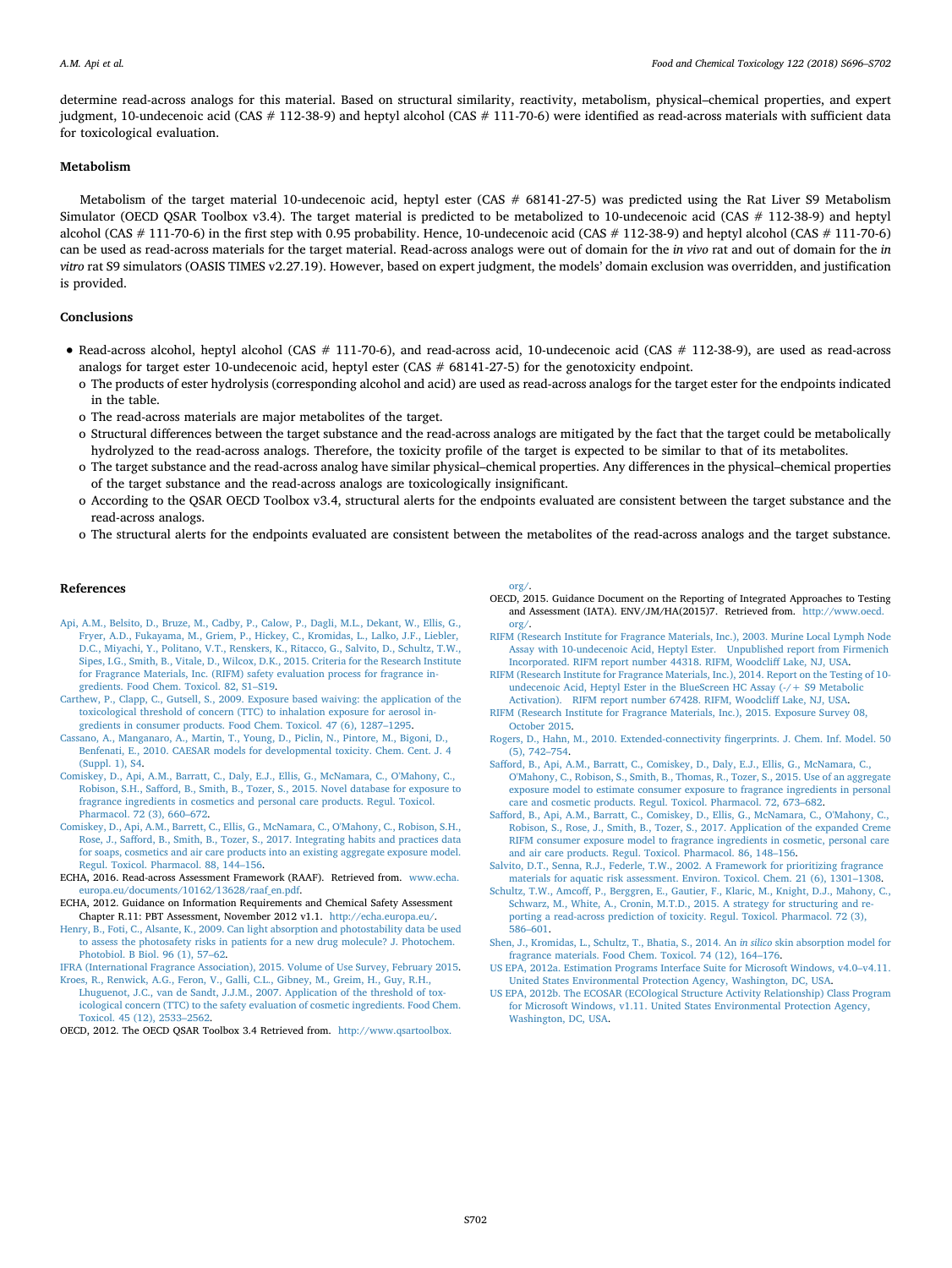determine read-across analogs for this material. Based on structural similarity, reactivity, metabolism, physical–chemical properties, and expert judgment, 10-undecenoic acid (CAS # 112-38-9) and heptyl alcohol (CAS # 111-70-6) were identified as read-across materials with sufficient data for toxicological evaluation.

### Metabolism

Metabolism of the target material 10-undecenoic acid, heptyl ester (CAS # 68141-27-5) was predicted using the Rat Liver S9 Metabolism Simulator (OECD QSAR Toolbox v3.4). The target material is predicted to be metabolized to 10-undecenoic acid (CAS # 112-38-9) and heptyl alcohol (CAS # 111-70-6) in the first step with 0.95 probability. Hence, 10-undecenoic acid (CAS # 112-38-9) and heptyl alcohol (CAS # 111-70-6) can be used as read-across materials for the target material. Read-across analogs were out of domain for the *in vivo* rat and out of domain for the *in vitro* rat S9 simulators (OASIS TIMES v2.27.19). However, based on expert judgment, the models' domain exclusion was overridden, and justification is provided.

### Conclusions

- Read-across alcohol, heptyl alcohol (CAS # 111-70-6), and read-across acid, 10-undecenoic acid (CAS # 112-38-9), are used as read-across analogs for target ester 10-undecenoic acid, heptyl ester (CAS # 68141-27-5) for the genotoxicity endpoint.
  - o The products of ester hydrolysis (corresponding alcohol and acid) are used as read-across analogs for the target ester for the endpoints indicated in the table.
  - o The read-across materials are major metabolites of the target.
  - o Structural differences between the target substance and the read-across analogs are mitigated by the fact that the target could be metabolically hydrolyzed to the read-across analogs. Therefore, the toxicity profile of the target is expected to be similar to that of its metabolites.
  - o The target substance and the read-across analog have similar physical–chemical properties. Any differences in the physical–chemical properties of the target substance and the read-across analogs are toxicologically insignificant.
  - o According to the QSAR OECD Toolbox v3.4, structural alerts for the endpoints evaluated are consistent between the target substance and the read-across analogs.
  - o The structural alerts for the endpoints evaluated are consistent between the metabolites of the read-across analogs and the target substance.

## References

Api, A.M., Belsito, D., Bruze, M., Cadby, P., Calow, P., Dagli, M.L., Dekant, W., Ellis, G., Fryer, A.D., Fukayama, M., Griem, P., Hickey, C., Kromidas, L., Lalko, J.F., Liebler, D.C., Miyachi, Y., Politano, V.T., Renskers, K., Ritacco, G., Salvito, D., Schultz, T.W., Sipes, I.G., Smith, B., Vitale, D., Wilcox, D.K., 2015. Criteria for the Research Institute for Fragrance Materials, Inc. (RIFM) safety evaluation process for fragrance ingredients. Food Chem. Toxicol. 82, S1–S19.

Carthew, P., Clapp, C., Gutsell, S., 2009. Exposure based waiving: the application of the toxicological threshold of concern (TTC) to inhalation exposure for aerosol ingredients in consumer products. Food Chem. Toxicol. 47 (6), 1287–1295.

Cassano, A., Manganaro, A., Martin, T., Young, D., Piclin, N., Pintore, M., Bigoni, D., Benfenati, E., 2010. CAESAR models for developmental toxicity. Chem. Cent. J. 4 (Suppl. 1), S4.

Comiskey, D., Api, A.M., Barratt, C., Daly, E.J., Ellis, G., McNamara, C., O'Mahony, C., Robison, S.H., Safford, B., Smith, B., Tozer, S., 2015. Novel database for exposure to fragrance ingredients in cosmetics and personal care products. Regul. Toxicol. Pharmacol. 72 (3), 660–672.

Comiskey, D., Api, A.M., Barrett, C., Ellis, G., McNamara, C., O'Mahony, C., Robison, S.H., Rose, J., Safford, B., Smith, B., Tozer, S., 2017. Integrating habits and practices data for soaps, cosmetics and air care products into an existing aggregate exposure model. Regul. Toxicol. Pharmacol. 88, 144–156.

ECHA, 2016. Read-across Assessment Framework (RAAF). Retrieved from. www.echa.europa.eu/documents/10162/13628/raaf_en.pdf.

ECHA, 2012. Guidance on Information Requirements and Chemical Safety Assessment Chapter R.11: PBT Assessment, November 2012 v1.1. http://echa.europa.eu/.

Henry, B., Foti, C., Alsante, K., 2009. Can light absorption and photostability data be used to assess the photosafety risks in patients for a new drug molecule? J. Photochem. Photobiol. B Biol. 96 (1), 57–62.

IFRA (International Fragrance Association), 2015. Volume of Use Survey, February 2015.

Kroes, R., Renwick, A.G., Feron, V., Galli, C.L., Gibney, M., Greim, H., Guy, R.H., Lhuguenot, J.C., van de Sandt, J.J.M., 2007. Application of the threshold of toxicological concern (TTC) to the safety evaluation of cosmetic ingredients. Food Chem. Toxicol. 45 (12), 2533–2562.

OECD, 2012. The OECD QSAR Toolbox 3.4 Retrieved from. http://www.qsartoolbox.org/.

OECD, 2015. Guidance Document on the Reporting of Integrated Approaches to Testing and Assessment (IATA). ENV/JM/HA(2015)7. Retrieved from. http://www.oecd.org/.

RIFM (Research Institute for Fragrance Materials, Inc.), 2003. Murine Local Lymph Node Assay with 10-undecenoic Acid, Heptyl Ester. Unpublished report from Firmenich Incorporated. RIFM report number 44318. RIFM, Woodcliff Lake, NJ, USA.

RIFM (Research Institute for Fragrance Materials, Inc.), 2014. Report on the Testing of 10-undecenoic Acid, Heptyl Ester in the BlueScreen HC Assay (-/+ S9 Metabolic Activation). RIFM report number 67428. RIFM, Woodcliff Lake, NJ, USA.

RIFM (Research Institute for Fragrance Materials, Inc.), 2015. Exposure Survey 08, October 2015.

Rogers, D., Hahn, M., 2010. Extended-connectivity fingerprints. J. Chem. Inf. Model. 50 (5), 742–754.

Safford, B., Api, A.M., Barratt, C., Comiskey, D., Daly, E.J., Ellis, G., McNamara, C., O'Mahony, C., Robison, S., Smith, B., Thomas, R., Tozer, S., 2015. Use of an aggregate exposure model to estimate consumer exposure to fragrance ingredients in personal care and cosmetic products. Regul. Toxicol. Pharmacol. 72, 673–682.

Safford, B., Api, A.M., Barratt, C., Comiskey, D., Ellis, G., McNamara, C., O'Mahony, C., Robison, S., Rose, J., Smith, B., Tozer, S., 2017. Application of the expanded Creme RIFM consumer exposure model to fragrance ingredients in cosmetic, personal care and air care products. Regul. Toxicol. Pharmacol. 86, 148–156.

Salvito, D.T., Senna, R.J., Federle, T.W., 2002. A Framework for prioritizing fragrance materials for aquatic risk assessment. Environ. Toxicol. Chem. 21 (6), 1301–1308.

Schultz, T.W., Amcoff, P., Berggren, E., Gautier, F., Klaric, M., Knight, D.J., Mahony, C., Schwarz, M., White, A., Cronin, M.T.D., 2015. A strategy for structuring and reporting a read-across prediction of toxicity. Regul. Toxicol. Pharmacol. 72 (3), 586–601.

Shen, J., Kromidas, L., Schultz, T., Bhatia, S., 2014. An *in silico* skin absorption model for fragrance materials. Food Chem. Toxicol. 74 (12), 164–176.

US EPA, 2012a. Estimation Programs Interface Suite for Microsoft Windows, v4.0–v4.11. United States Environmental Protection Agency, Washington, DC, USA.

US EPA, 2012b. The ECOSAR (ECOlogical Structure Activity Relationship) Class Program for Microsoft Windows, v1.11. United States Environmental Protection Agency, Washington, DC, USA.